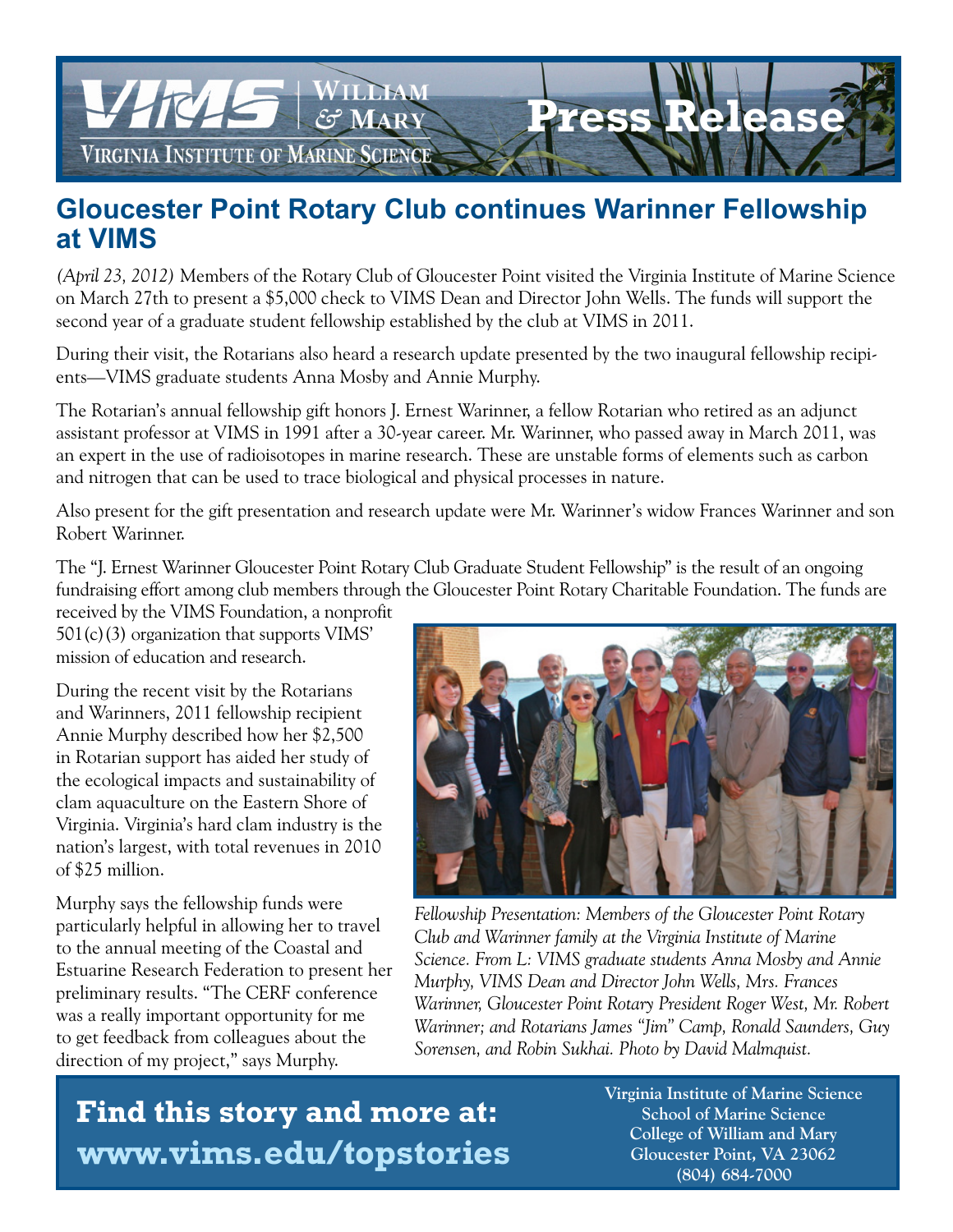VIMS | William & Mary

Virginia Institute of Marine Science

Press Release

# Gloucester Point Rotary Club continues Warinner Fellowship at VIMS

*(April 23, 2012)* Members of the Rotary Club of Gloucester Point visited the Virginia Institute of Marine Science on March 27th to present a $5,000 check to VIMS Dean and Director John Wells. The funds will support the second year of a graduate student fellowship established by the club at VIMS in 2011.

During their visit, the Rotarians also heard a research update presented by the two inaugural fellowship recipients—VIMS graduate students Anna Mosby and Annie Murphy.

The Rotarian's annual fellowship gift honors J. Ernest Warinner, a fellow Rotarian who retired as an adjunct assistant professor at VIMS in 1991 after a 30-year career. Mr. Warinner, who passed away in March 2011, was an expert in the use of radioisotopes in marine research. These are unstable forms of elements such as carbon and nitrogen that can be used to trace biological and physical processes in nature.

Also present for the gift presentation and research update were Mr. Warinner's widow Frances Warinner and son Robert Warinner.

The "J. Ernest Warinner Gloucester Point Rotary Club Graduate Student Fellowship" is the result of an ongoing fundraising effort among club members through the Gloucester Point Rotary Charitable Foundation. The funds are received by the VIMS Foundation, a nonprofit 501(c)(3) organization that supports VIMS' mission of education and research.

During the recent visit by the Rotarians and Warinners, 2011 fellowship recipient Annie Murphy described how her $2,500 in Rotarian support has aided her study of the ecological impacts and sustainability of clam aquaculture on the Eastern Shore of Virginia. Virginia's hard clam industry is the nation's largest, with total revenues in 2010 of $25 million.

Murphy says the fellowship funds were particularly helpful in allowing her to travel to the annual meeting of the Coastal and Estuarine Research Federation to present her preliminary results. "The CERF conference was a really important opportunity for me to get feedback from colleagues about the direction of my project," says Murphy.

*Fellowship Presentation: Members of the Gloucester Point Rotary Club and Warinner family at the Virginia Institute of Marine Science. From L: VIMS graduate students Anna Mosby and Annie Murphy, VIMS Dean and Director John Wells, Mrs. Frances Warinner, Gloucester Point Rotary President Roger West, Mr. Robert Warinner; and Rotarians James "Jim" Camp, Ronald Saunders, Guy Sorensen, and Robin Sukhai. Photo by David Malmquist.*

**Find this story and more at: www.vims.edu/topstories**

**Virginia Institute of Marine Science**
**School of Marine Science**
**College of William and Mary**
**Gloucester Point, VA 23062**
**(804) 684-7000**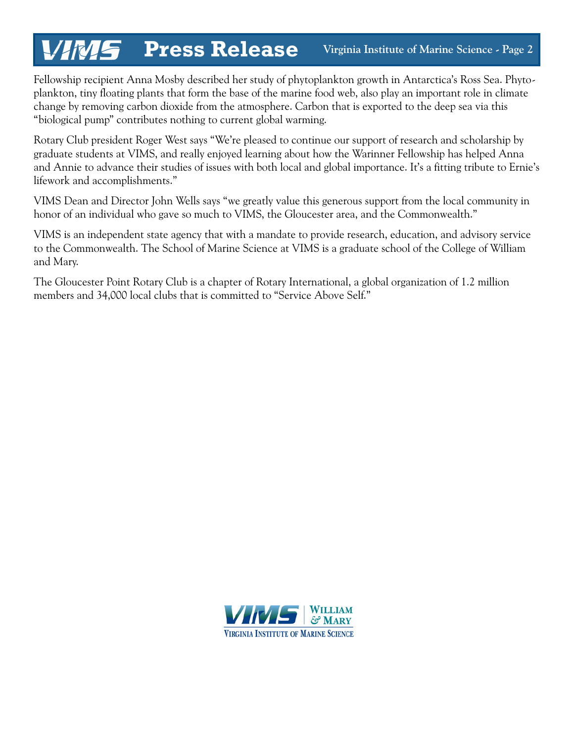Fellowship recipient Anna Mosby described her study of phytoplankton growth in Antarctica's Ross Sea. Phytoplankton, tiny floating plants that form the base of the marine food web, also play an important role in climate change by removing carbon dioxide from the atmosphere. Carbon that is exported to the deep sea via this "biological pump" contributes nothing to current global warming.

Rotary Club president Roger West says "We're pleased to continue our support of research and scholarship by graduate students at VIMS, and really enjoyed learning about how the Warinner Fellowship has helped Anna and Annie to advance their studies of issues with both local and global importance. It's a fitting tribute to Ernie's lifework and accomplishments."

VIMS Dean and Director John Wells says "we greatly value this generous support from the local community in honor of an individual who gave so much to VIMS, the Gloucester area, and the Commonwealth."

VIMS is an independent state agency that with a mandate to provide research, education, and advisory service to the Commonwealth. The School of Marine Science at VIMS is a graduate school of the College of William and Mary.

The Gloucester Point Rotary Club is a chapter of Rotary International, a global organization of 1.2 million members and 34,000 local clubs that is committed to "Service Above Self."